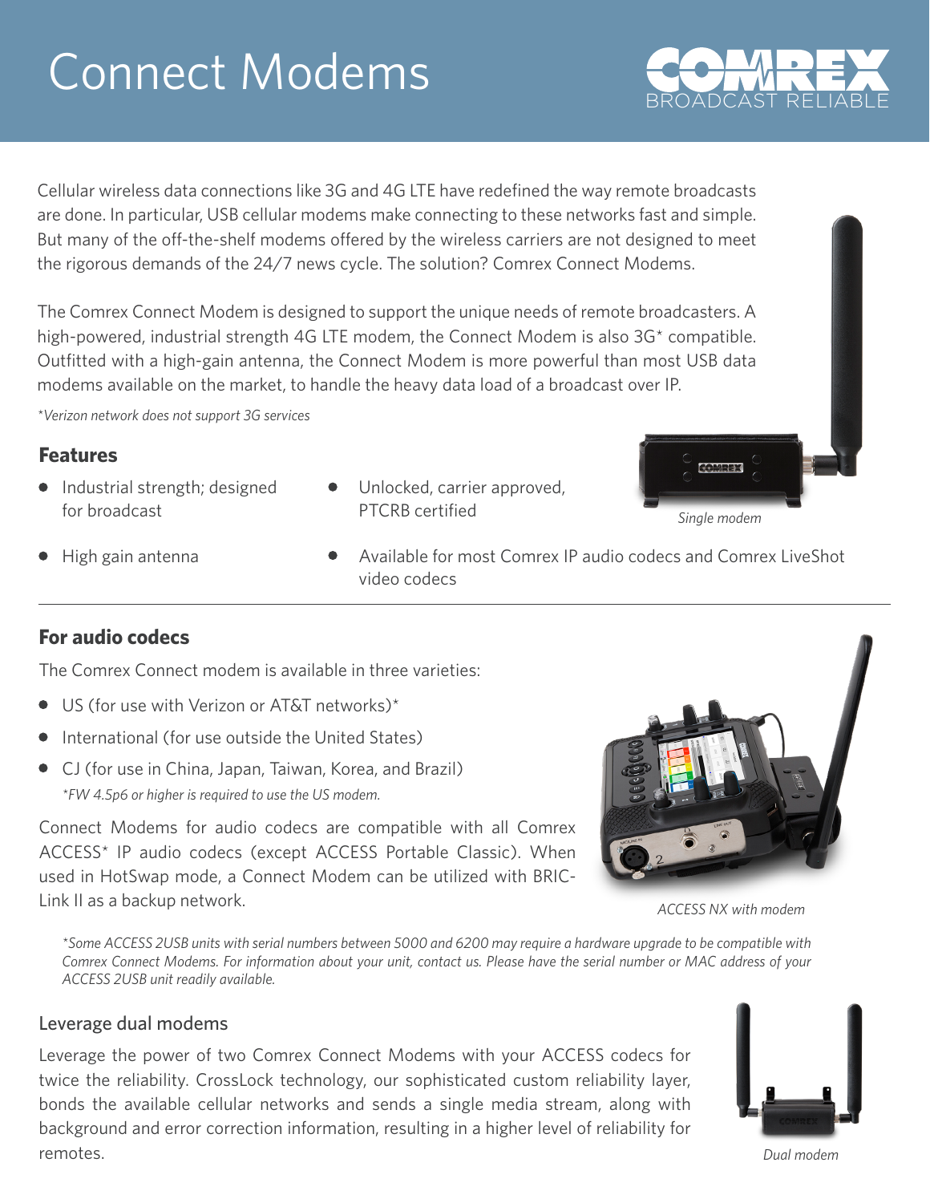# Connect Modems

COMREX BROADCAST RELIABLE

Cellular wireless data connections like 3G and 4G LTE have redefined the way remote broadcasts are done. In particular, USB cellular modems make connecting to these networks fast and simple. But many of the off-the-shelf modems offered by the wireless carriers are not designed to meet the rigorous demands of the 24/7 news cycle. The solution? Comrex Connect Modems.

The Comrex Connect Modem is designed to support the unique needs of remote broadcasters. A high-powered, industrial strength 4G LTE modem, the Connect Modem is also 3G* compatible. Outfitted with a high-gain antenna, the Connect Modem is more powerful than most USB data modems available on the market, to handle the heavy data load of a broadcast over IP.

*\*Verizon network does not support 3G services*

### Features

- Industrial strength; designed for broadcast
- Unlocked, carrier approved, PTCRB certified
- High gain antenna
- Available for most Comrex IP audio codecs and Comrex LiveShot video codecs

*Single modem*

### For audio codecs

The Comrex Connect modem is available in three varieties:

- US (for use with Verizon or AT&T networks)*
- International (for use outside the United States)
- CJ (for use in China, Japan, Taiwan, Korea, and Brazil)
  *\*FW 4.5p6 or higher is required to use the US modem.*

Connect Modems for audio codecs are compatible with all Comrex ACCESS* IP audio codecs (except ACCESS Portable Classic). When used in HotSwap mode, a Connect Modem can be utilized with BRIC-Link II as a backup network.

*ACCESS NX with modem*

*\*Some ACCESS 2USB units with serial numbers between 5000 and 6200 may require a hardware upgrade to be compatible with Comrex Connect Modems. For information about your unit, contact us. Please have the serial number or MAC address of your ACCESS 2USB unit readily available.*

### Leverage dual modems

Leverage the power of two Comrex Connect Modems with your ACCESS codecs for twice the reliability. CrossLock technology, our sophisticated custom reliability layer, bonds the available cellular networks and sends a single media stream, along with background and error correction information, resulting in a higher level of reliability for remotes.

*Dual modem*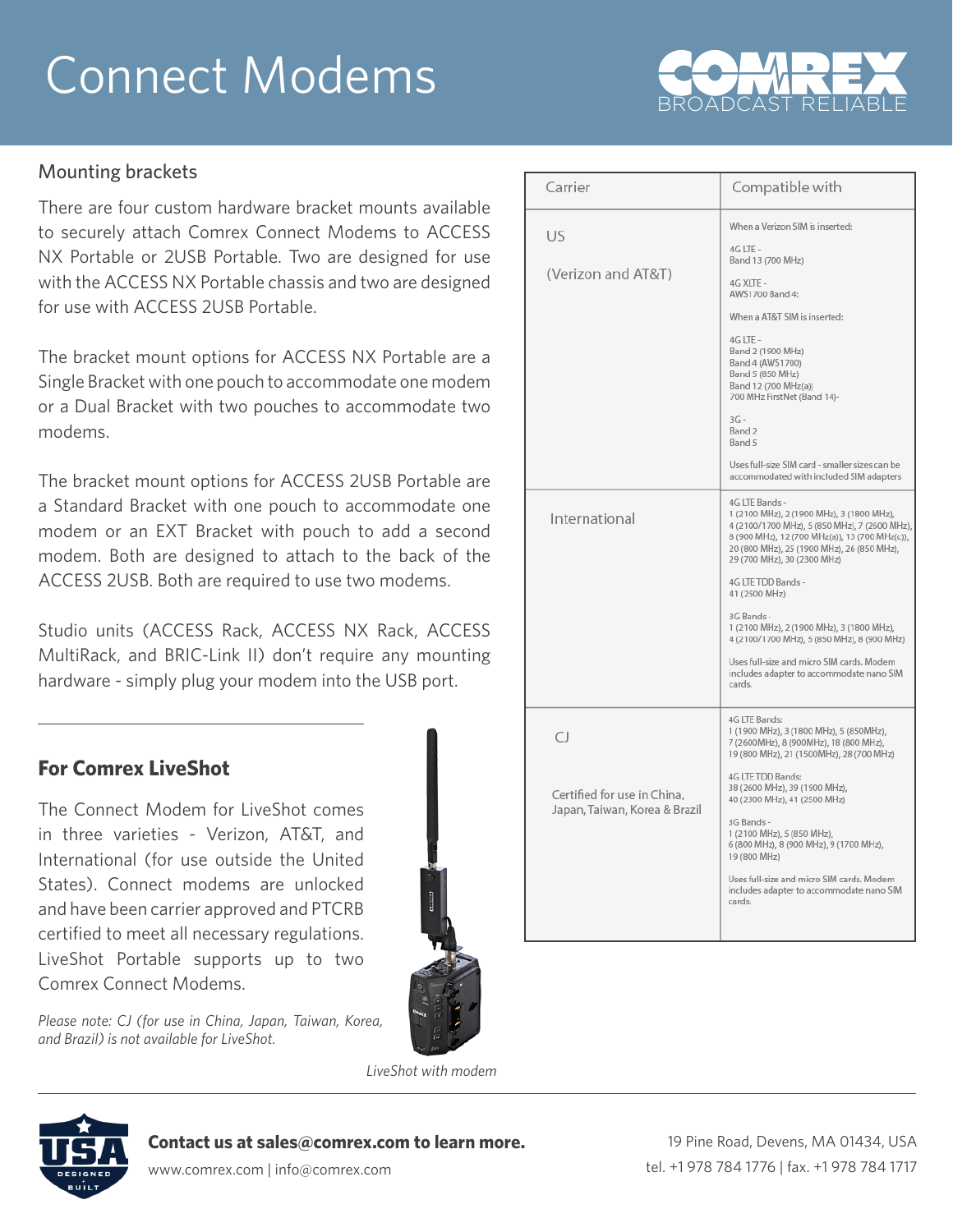# Connect Modems

## Mounting brackets

There are four custom hardware bracket mounts available to securely attach Comrex Connect Modems to ACCESS NX Portable or 2USB Portable. Two are designed for use with the ACCESS NX Portable chassis and two are designed for use with ACCESS 2USB Portable.

The bracket mount options for ACCESS NX Portable are a Single Bracket with one pouch to accommodate one modem or a Dual Bracket with two pouches to accommodate two modems.

The bracket mount options for ACCESS 2USB Portable are a Standard Bracket with one pouch to accommodate one modem or an EXT Bracket with pouch to add a second modem. Both are designed to attach to the back of the ACCESS 2USB. Both are required to use two modems.

Studio units (ACCESS Rack, ACCESS NX Rack, ACCESS MultiRack, and BRIC-Link II) don't require any mounting hardware - simply plug your modem into the USB port.

| Carrier | Compatible with |
|---|---|
| US<br><br>(Verizon and AT&T) | When a Verizon SIM is inserted:<br><br>4G LTE -<br>Band 13 (700 MHz)<br><br>4G XLTE -<br>AWS1700 Band 4:<br><br>When a AT&T SIM is inserted:<br><br>4G LTE -<br>Band 2 (1900 MHz)<br>Band 4 (AWS1700)<br>Band 5 (850 MHz)<br>Band 12 (700 MHz(a))<br>700 MHz FirstNet (Band 14)-<br><br>3G -<br>Band 2<br>Band 5<br><br>Uses full-size SIM card - smaller sizes can be accommodated with included SIM adapters |
| International | 4G LTE Bands -<br>1 (2100 MHz), 2 (1900 MHz), 3 (1800 MHz), 4 (2100/1700 MHz), 5 (850 MHz), 7 (2600 MHz), 8 (900 MHz), 12 (700 MHz(a)), 13 (700 MHz(c)), 20 (800 MHz), 25 (1900 MHz), 26 (850 MHz), 29 (700 MHz), 30 (2300 MHz)<br><br>4G LTE TDD Bands -<br>41 (2500 MHz)<br><br>3G Bands -<br>1 (2100 MHz), 2 (1900 MHz), 3 (1800 MHz), 4 (2100/1700 MHz), 5 (850 MHz), 8 (900 MHz)<br><br>Uses full-size and micro SIM cards. Modem includes adapter to accommodate nano SIM cards. |
| CJ<br><br>Certified for use in China, Japan, Taiwan, Korea & Brazil | 4G LTE Bands:<br>1 (1900 MHz), 3 (1800 MHz), 5 (850MHz), 7 (2600MHz), 8 (900MHz), 18 (800 MHz), 19 (800 MHz), 21 (1500MHz), 28 (700 MHz)<br><br>4G LTE TDD Bands:<br>38 (2600 MHz), 39 (1900 MHz), 40 (2300 MHz), 41 (2500 MHz)<br><br>3G Bands -<br>1 (2100 MHz), 5 (850 MHz), 6 (800 MHz), 8 (900 MHz), 9 (1700 MHz), 19 (800 MHz)<br><br>Uses full-size and micro SIM cards. Modem includes adapter to accommodate nano SIM cards. |

## For Comrex LiveShot

The Connect Modem for LiveShot comes in three varieties - Verizon, AT&T, and International (for use outside the United States). Connect modems are unlocked and have been carrier approved and PTCRB certified to meet all necessary regulations. LiveShot Portable supports up to two Comrex Connect Modems.

*Please note: CJ (for use in China, Japan, Taiwan, Korea, and Brazil) is not available for LiveShot.*

*LiveShot with modem*

**Contact us at sales@comrex.com to learn more.**

www.comrex.com | info@comrex.com

19 Pine Road, Devens, MA 01434, USA
tel. +1 978 784 1776 | fax. +1 978 784 1717